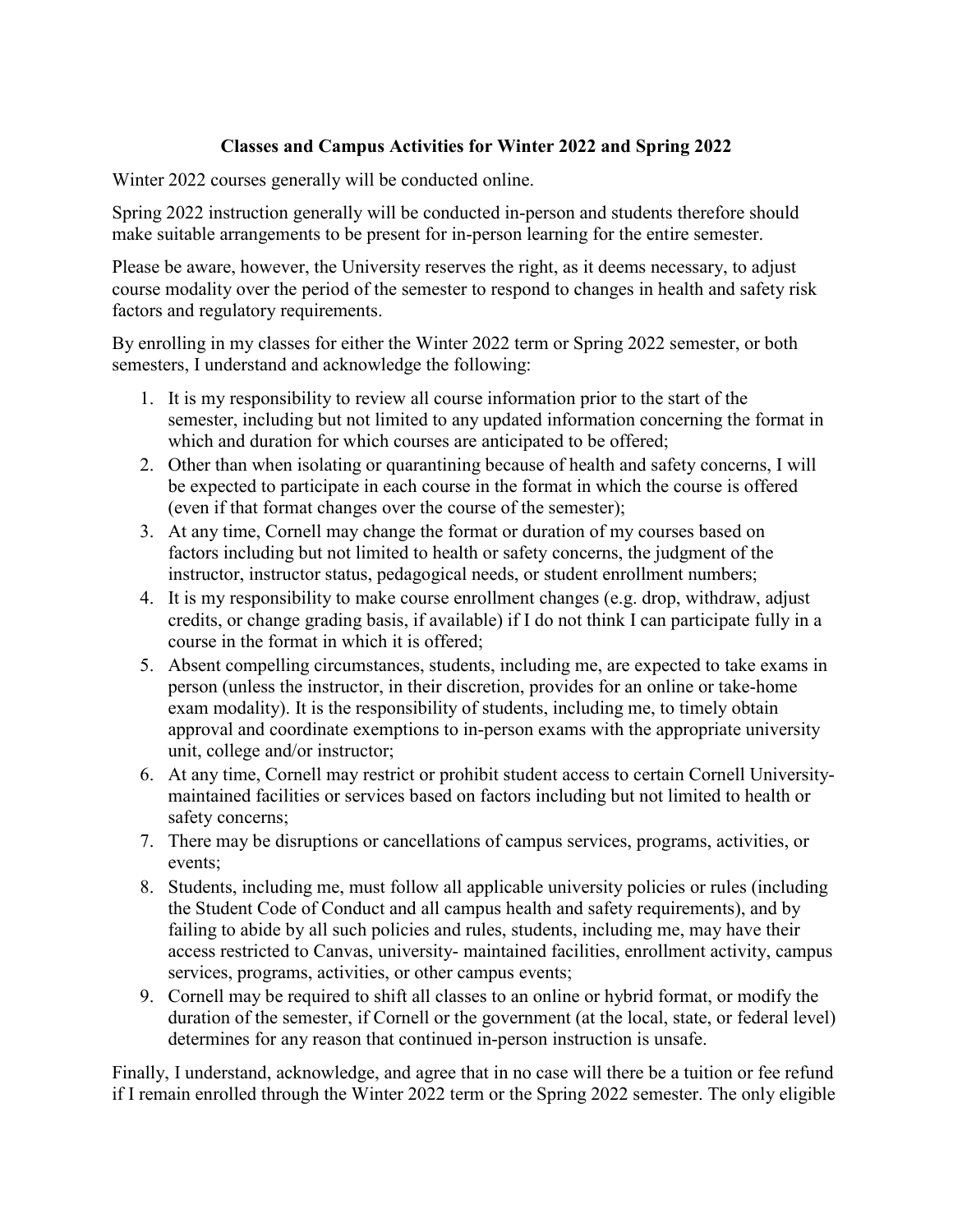# Classes and Campus Activities for Winter 2022 and Spring 2022

Winter 2022 courses generally will be conducted online.

Spring 2022 instruction generally will be conducted in-person and students therefore should make suitable arrangements to be present for in-person learning for the entire semester.

Please be aware, however, the University reserves the right, as it deems necessary, to adjust course modality over the period of the semester to respond to changes in health and safety risk factors and regulatory requirements.

By enrolling in my classes for either the Winter 2022 term or Spring 2022 semester, or both semesters, I understand and acknowledge the following:

1. It is my responsibility to review all course information prior to the start of the semester, including but not limited to any updated information concerning the format in which and duration for which courses are anticipated to be offered;
2. Other than when isolating or quarantining because of health and safety concerns, I will be expected to participate in each course in the format in which the course is offered (even if that format changes over the course of the semester);
3. At any time, Cornell may change the format or duration of my courses based on factors including but not limited to health or safety concerns, the judgment of the instructor, instructor status, pedagogical needs, or student enrollment numbers;
4. It is my responsibility to make course enrollment changes (e.g. drop, withdraw, adjust credits, or change grading basis, if available) if I do not think I can participate fully in a course in the format in which it is offered;
5. Absent compelling circumstances, students, including me, are expected to take exams in person (unless the instructor, in their discretion, provides for an online or take-home exam modality). It is the responsibility of students, including me, to timely obtain approval and coordinate exemptions to in-person exams with the appropriate university unit, college and/or instructor;
6. At any time, Cornell may restrict or prohibit student access to certain Cornell University-maintained facilities or services based on factors including but not limited to health or safety concerns;
7. There may be disruptions or cancellations of campus services, programs, activities, or events;
8. Students, including me, must follow all applicable university policies or rules (including the Student Code of Conduct and all campus health and safety requirements), and by failing to abide by all such policies and rules, students, including me, may have their access restricted to Canvas, university- maintained facilities, enrollment activity, campus services, programs, activities, or other campus events;
9. Cornell may be required to shift all classes to an online or hybrid format, or modify the duration of the semester, if Cornell or the government (at the local, state, or federal level) determines for any reason that continued in-person instruction is unsafe.

Finally, I understand, acknowledge, and agree that in no case will there be a tuition or fee refund if I remain enrolled through the Winter 2022 term or the Spring 2022 semester. The only eligible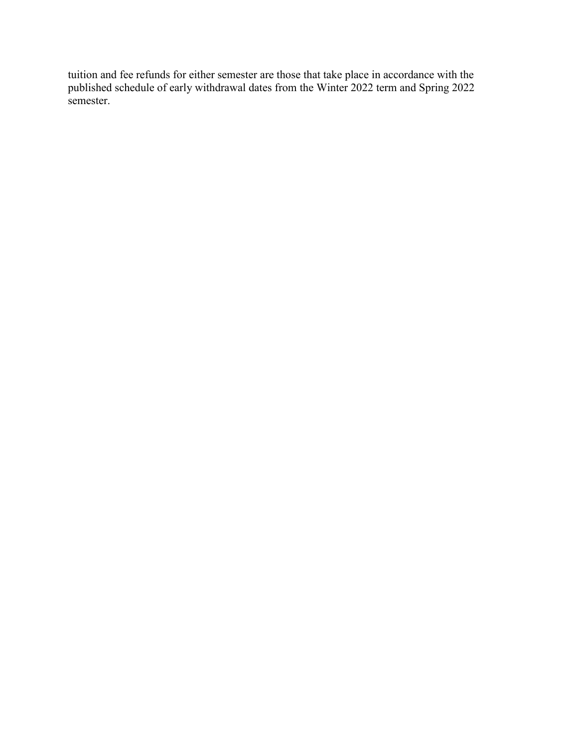tuition and fee refunds for either semester are those that take place in accordance with the published schedule of early withdrawal dates from the Winter 2022 term and Spring 2022 semester.